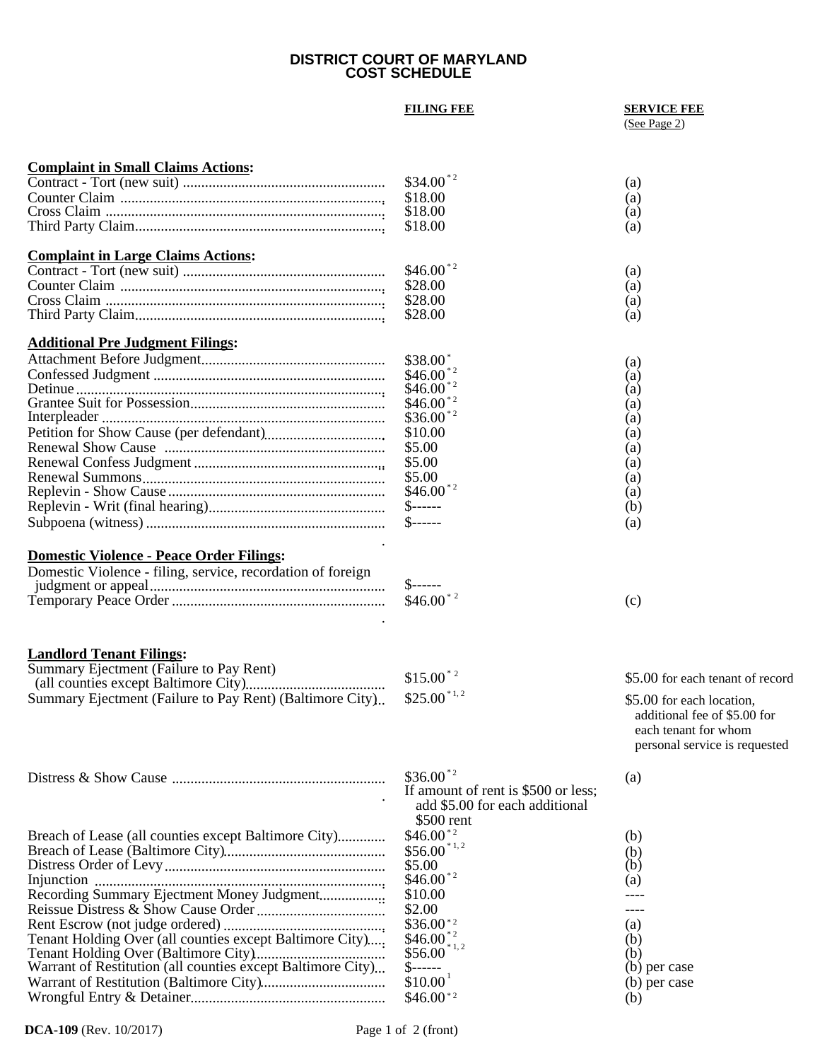# DISTRICT COURT OF MARYLAND
# COST SCHEDULE

| | FILING FEE | SERVICE FEE (See Page 2) |
|---|---|---|
| **Complaint in Small Claims Actions:** | | |
| Contract - Tort (new suit) | $34.00 [*2] | (a) |
| Counter Claim | $18.00 | (a) |
| Cross Claim | $18.00 | (a) |
| Third Party Claim | $18.00 | (a) |
| **Complaint in Large Claims Actions:** | | |
| Contract - Tort (new suit) | $46.00 [*2] | (a) |
| Counter Claim | $28.00 | (a) |
| Cross Claim | $28.00 | (a) |
| Third Party Claim | $28.00 | (a) |
| **Additional Pre Judgment Filings:** | | |
| Attachment Before Judgment | $38.00 [*] | (a) |
| Confessed Judgment | $46.00 [*2] | (a) |
| Detinue | $46.00 [*2] | (a) |
| Grantee Suit for Possession | $46.00 [*2] | (a) |
| Interpleader | $36.00 [*2] | (a) |
| Petition for Show Cause (per defendant) | $10.00 | (a) |
| Renewal Show Cause | $5.00 | (a) |
| Renewal Confess Judgment | $5.00 | (a) |
| Renewal Summons | $5.00 | (a) |
| Replevin - Show Cause | $46.00 [*2] | (a) |
| Replevin - Writ (final hearing) | $------ | (b) |
| Subpoena (witness) | $------ | (a) |
| **Domestic Violence - Peace Order Filings:** | | |
| Domestic Violence - filing, service, recordation of foreign judgment or appeal | $------ | |
| Temporary Peace Order | $46.00 [*2] | (c) |
| **Landlord Tenant Filings:** | | |
| Summary Ejectment (Failure to Pay Rent) (all counties except Baltimore City) | $15.00 [*2] | $5.00 for each tenant of record |
| Summary Ejectment (Failure to Pay Rent) (Baltimore City) | $25.00 [*1,2] | $5.00 for each location, additional fee of $5.00 for each tenant for whom personal service is requested |
| Distress & Show Cause | $36.00 [*2] If amount of rent is $500 or less; add $5.00 for each additional $500 rent | (a) |
| Breach of Lease (all counties except Baltimore City) | $46.00 [*2] | (b) |
| Breach of Lease (Baltimore City) | $56.00 [*1,2] | (b) |
| Distress Order of Levy | $5.00 | (b) |
| Injunction | $46.00 [*2] | (a) |
| Recording Summary Ejectment Money Judgment | $10.00 | ---- |
| Reissue Distress & Show Cause Order | $2.00 | ---- |
| Rent Escrow (not judge ordered) | $36.00 [*2] | (a) |
| Tenant Holding Over (all counties except Baltimore City) | $46.00 [*2] | (b) |
| Tenant Holding Over (Baltimore City) | $56.00 [*1,2] | (b) |
| Warrant of Restitution (all counties except Baltimore City) | $------ | (b) per case |
| Warrant of Restitution (Baltimore City) | $10.00 [1] | (b) per case |
| Wrongful Entry & Detainer | $46.00 [*2] | (b) |

**DCA-109** (Rev. 10/2017)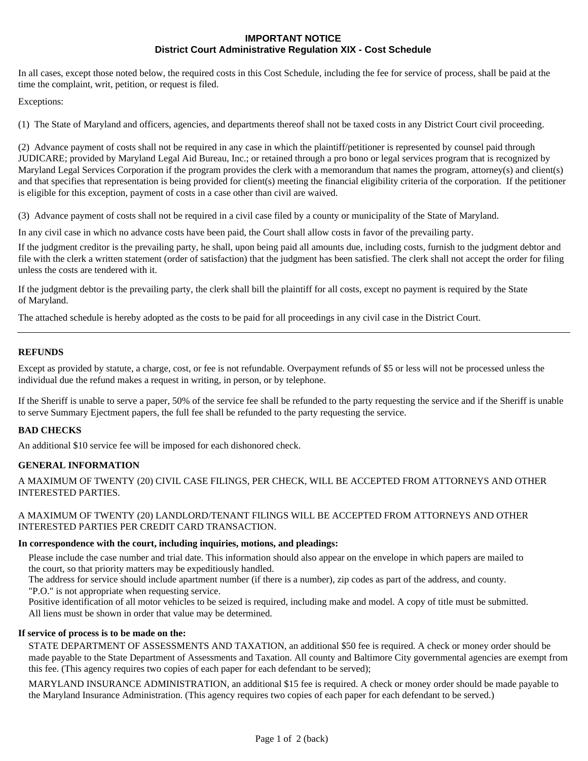**IMPORTANT NOTICE**
**District Court Administrative Regulation XIX - Cost Schedule**

In all cases, except those noted below, the required costs in this Cost Schedule, including the fee for service of process, shall be paid at the time the complaint, writ, petition, or request is filed.

Exceptions:

(1) The State of Maryland and officers, agencies, and departments thereof shall not be taxed costs in any District Court civil proceeding.

(2) Advance payment of costs shall not be required in any case in which the plaintiff/petitioner is represented by counsel paid through JUDICARE; provided by Maryland Legal Aid Bureau, Inc.; or retained through a pro bono or legal services program that is recognized by Maryland Legal Services Corporation if the program provides the clerk with a memorandum that names the program, attorney(s) and client(s) and that specifies that representation is being provided for client(s) meeting the financial eligibility criteria of the corporation. If the petitioner is eligible for this exception, payment of costs in a case other than civil are waived.

(3) Advance payment of costs shall not be required in a civil case filed by a county or municipality of the State of Maryland.

In any civil case in which no advance costs have been paid, the Court shall allow costs in favor of the prevailing party.

If the judgment creditor is the prevailing party, he shall, upon being paid all amounts due, including costs, furnish to the judgment debtor and file with the clerk a written statement (order of satisfaction) that the judgment has been satisfied. The clerk shall not accept the order for filing unless the costs are tendered with it.

If the judgment debtor is the prevailing party, the clerk shall bill the plaintiff for all costs, except no payment is required by the State of Maryland.

The attached schedule is hereby adopted as the costs to be paid for all proceedings in any civil case in the District Court.

---

**REFUNDS**

Except as provided by statute, a charge, cost, or fee is not refundable. Overpayment refunds of $5 or less will not be processed unless the individual due the refund makes a request in writing, in person, or by telephone.

If the Sheriff is unable to serve a paper, 50% of the service fee shall be refunded to the party requesting the service and if the Sheriff is unable to serve Summary Ejectment papers, the full fee shall be refunded to the party requesting the service.

**BAD CHECKS**

An additional $10 service fee will be imposed for each dishonored check.

**GENERAL INFORMATION**

A MAXIMUM OF TWENTY (20) CIVIL CASE FILINGS, PER CHECK, WILL BE ACCEPTED FROM ATTORNEYS AND OTHER INTERESTED PARTIES.

A MAXIMUM OF TWENTY (20) LANDLORD/TENANT FILINGS WILL BE ACCEPTED FROM ATTORNEYS AND OTHER INTERESTED PARTIES PER CREDIT CARD TRANSACTION.

**In correspondence with the court, including inquiries, motions, and pleadings:**

Please include the case number and trial date. This information should also appear on the envelope in which papers are mailed to the court, so that priority matters may be expeditiously handled.
The address for service should include apartment number (if there is a number), zip codes as part of the address, and county.
"P.O." is not appropriate when requesting service.
Positive identification of all motor vehicles to be seized is required, including make and model. A copy of title must be submitted.
All liens must be shown in order that value may be determined.

**If service of process is to be made on the:**

STATE DEPARTMENT OF ASSESSMENTS AND TAXATION, an additional $50 fee is required. A check or money order should be made payable to the State Department of Assessments and Taxation. All county and Baltimore City governmental agencies are exempt from this fee. (This agency requires two copies of each paper for each defendant to be served);

MARYLAND INSURANCE ADMINISTRATION, an additional $15 fee is required. A check or money order should be made payable to the Maryland Insurance Administration. (This agency requires two copies of each paper for each defendant to be served.)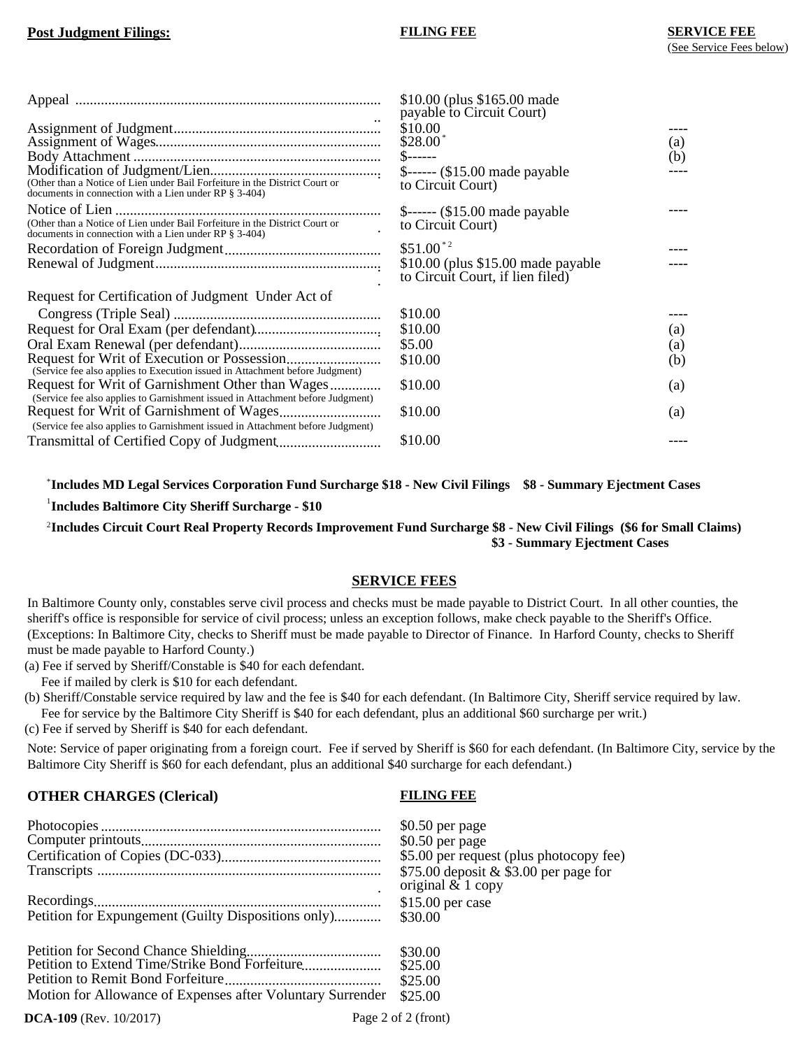| Post Judgment Filings: | FILING FEE | SERVICE FEE (See Service Fees below) |
|---|---|---|
| Appeal | $10.00 (plus $165.00 made payable to Circuit Court) | |
| Assignment of Judgment | $10.00 | ---- |
| Assignment of Wages | $28.00* | (a) |
| Body Attachment | $------ | (b) |
| Modification of Judgment/Lien (Other than a Notice of Lien under Bail Forfeiture in the District Court or documents in connection with a Lien under RP § 3-404) | $------ ($15.00 made payable to Circuit Court) | ---- |
| Notice of Lien (Other than a Notice of Lien under Bail Forfeiture in the District Court or documents in connection with a Lien under RP § 3-404) | $------ ($15.00 made payable to Circuit Court) | ---- |
| Recordation of Foreign Judgment | $51.00*[2] | ---- |
| Renewal of Judgment | $10.00 (plus $15.00 made payable to Circuit Court, if lien filed) | ---- |
| Request for Certification of Judgment Under Act of Congress (Triple Seal) | $10.00 | ---- |
| Request for Oral Exam (per defendant) | $10.00 | (a) |
| Oral Exam Renewal (per defendant) | $5.00 | (a) |
| Request for Writ of Execution or Possession (Service fee also applies to Execution issued in Attachment before Judgment) | $10.00 | (b) |
| Request for Writ of Garnishment Other than Wages (Service fee also applies to Garnishment issued in Attachment before Judgment) | $10.00 | (a) |
| Request for Writ of Garnishment of Wages (Service fee also applies to Garnishment issued in Attachment before Judgment) | $10.00 | (a) |
| Transmittal of Certified Copy of Judgment | $10.00 | ---- |

***Includes MD Legal Services Corporation Fund Surcharge $18 - New Civil Filings $8 - Summary Ejectment Cases**

[1]**Includes Baltimore City Sheriff Surcharge - $10**

[2]**Includes Circuit Court Real Property Records Improvement Fund Surcharge $8 - New Civil Filings ($6 for Small Claims) $3 - Summary Ejectment Cases**

## SERVICE FEES

In Baltimore County only, constables serve civil process and checks must be made payable to District Court. In all other counties, the sheriff's office is responsible for service of civil process; unless an exception follows, make check payable to the Sheriff's Office. (Exceptions: In Baltimore City, checks to Sheriff must be made payable to Director of Finance. In Harford County, checks to Sheriff must be made payable to Harford County.)

(a) Fee if served by Sheriff/Constable is $40 for each defendant.
Fee if mailed by clerk is $10 for each defendant.

(b) Sheriff/Constable service required by law and the fee is $40 for each defendant. (In Baltimore City, Sheriff service required by law. Fee for service by the Baltimore City Sheriff is $40 for each defendant, plus an additional $60 surcharge per writ.)

(c) Fee if served by Sheriff is $40 for each defendant.

Note: Service of paper originating from a foreign court. Fee if served by Sheriff is $60 for each defendant. (In Baltimore City, service by the Baltimore City Sheriff is $60 for each defendant, plus an additional $40 surcharge for each defendant.)

| OTHER CHARGES (Clerical) | FILING FEE |
|---|---|
| Photocopies | $0.50 per page |
| Computer printouts | $0.50 per page |
| Certification of Copies (DC-033) | $5.00 per request (plus photocopy fee) |
| Transcripts | $75.00 deposit & $3.00 per page for original & 1 copy |
| Recordings | $15.00 per case |
| Petition for Expungement (Guilty Dispositions only) | $30.00 |
| Petition for Second Chance Shielding | $30.00 |
| Petition to Extend Time/Strike Bond Forfeiture | $25.00 |
| Petition to Remit Bond Forfeiture | $25.00 |
| Motion for Allowance of Expenses after Voluntary Surrender | $25.00 |

**DCA-109** (Rev. 10/2017)